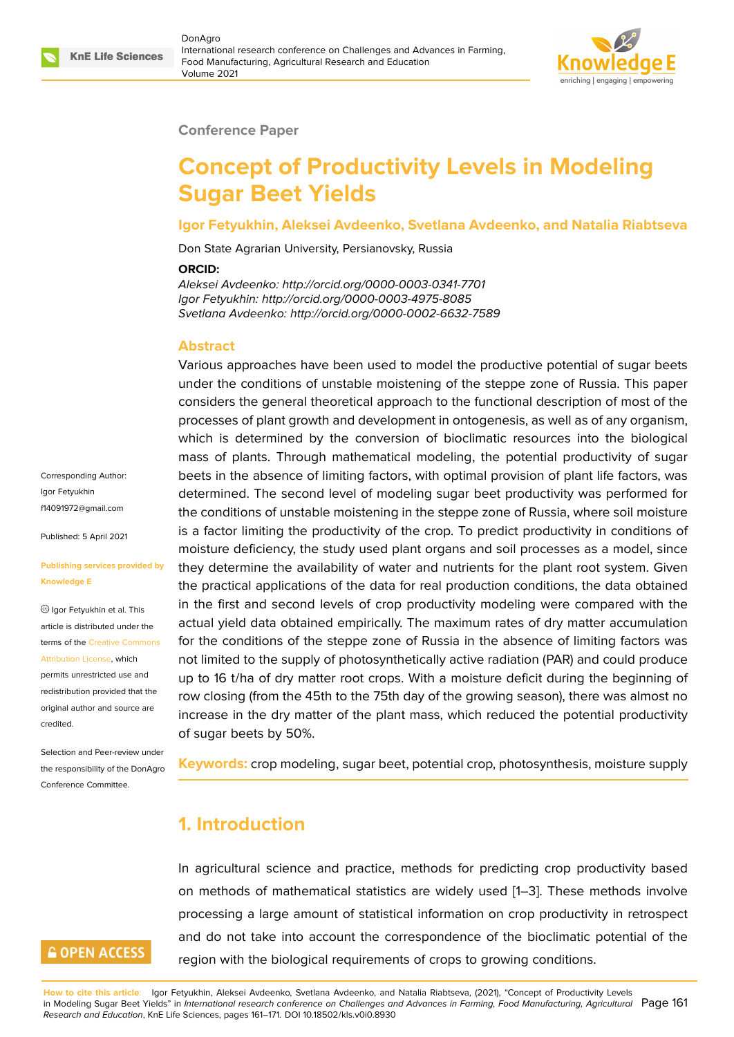Conference Paper

# Concept of Productivity Levels in Modeling Sugar Beet Yields

**Igor Fetyukhin, Aleksei Avdeenko, Svetlana Avdeenko, and Natalia Riabtseva**

Don State Agrarian University, Persianovsky, Russia

**ORCID:**

*Aleksei Avdeenko: http://orcid.org/0000-0003-0341-7701*
*Igor Fetyukhin: http://orcid.org/0000-0003-4975-8085*
*Svetlana Avdeenko: http://orcid.org/0000-0002-6632-7589*

Corresponding Author: Igor Fetyukhin f14091972@gmail.com

Published: 5 April 2021

Publishing services provided by Knowledge E

Igor Fetyukhin et al. This article is distributed under the terms of the Creative Commons Attribution License, which permits unrestricted use and redistribution provided that the original author and source are credited.

Selection and Peer-review under the responsibility of the DonAgro Conference Committee.

## Abstract

Various approaches have been used to model the productive potential of sugar beets under the conditions of unstable moistening of the steppe zone of Russia. This paper considers the general theoretical approach to the functional description of most of the processes of plant growth and development in ontogenesis, as well as of any organism, which is determined by the conversion of bioclimatic resources into the biological mass of plants. Through mathematical modeling, the potential productivity of sugar beets in the absence of limiting factors, with optimal provision of plant life factors, was determined. The second level of modeling sugar beet productivity was performed for the conditions of unstable moistening in the steppe zone of Russia, where soil moisture is a factor limiting the productivity of the crop. To predict productivity in conditions of moisture deficiency, the study used plant organs and soil processes as a model, since they determine the availability of water and nutrients for the plant root system. Given the practical applications of the data for real production conditions, the data obtained in the first and second levels of crop productivity modeling were compared with the actual yield data obtained empirically. The maximum rates of dry matter accumulation for the conditions of the steppe zone of Russia in the absence of limiting factors was not limited to the supply of photosynthetically active radiation (PAR) and could produce up to 16 t/ha of dry matter root crops. With a moisture deficit during the beginning of row closing (from the 45th to the 75th day of the growing season), there was almost no increase in the dry matter of the plant mass, which reduced the potential productivity of sugar beets by 50%.

**Keywords:** crop modeling, sugar beet, potential crop, photosynthesis, moisture supply

## 1. Introduction

In agricultural science and practice, methods for predicting crop productivity based on methods of mathematical statistics are widely used [1–3]. These methods involve processing a large amount of statistical information on crop productivity in retrospect and do not take into account the correspondence of the bioclimatic potential of the region with the biological requirements of crops to growing conditions.

**How to cite this article:** Igor Fetyukhin, Aleksei Avdeenko, Svetlana Avdeenko, and Natalia Riabtseva, (2021), "Concept of Productivity Levels in Modeling Sugar Beet Yields" in *International research conference on Challenges and Advances in Farming, Food Manufacturing, Agricultural Research and Education*, KnE Life Sciences, pages 161–171. DOI 10.18502/kls.v0i0.8930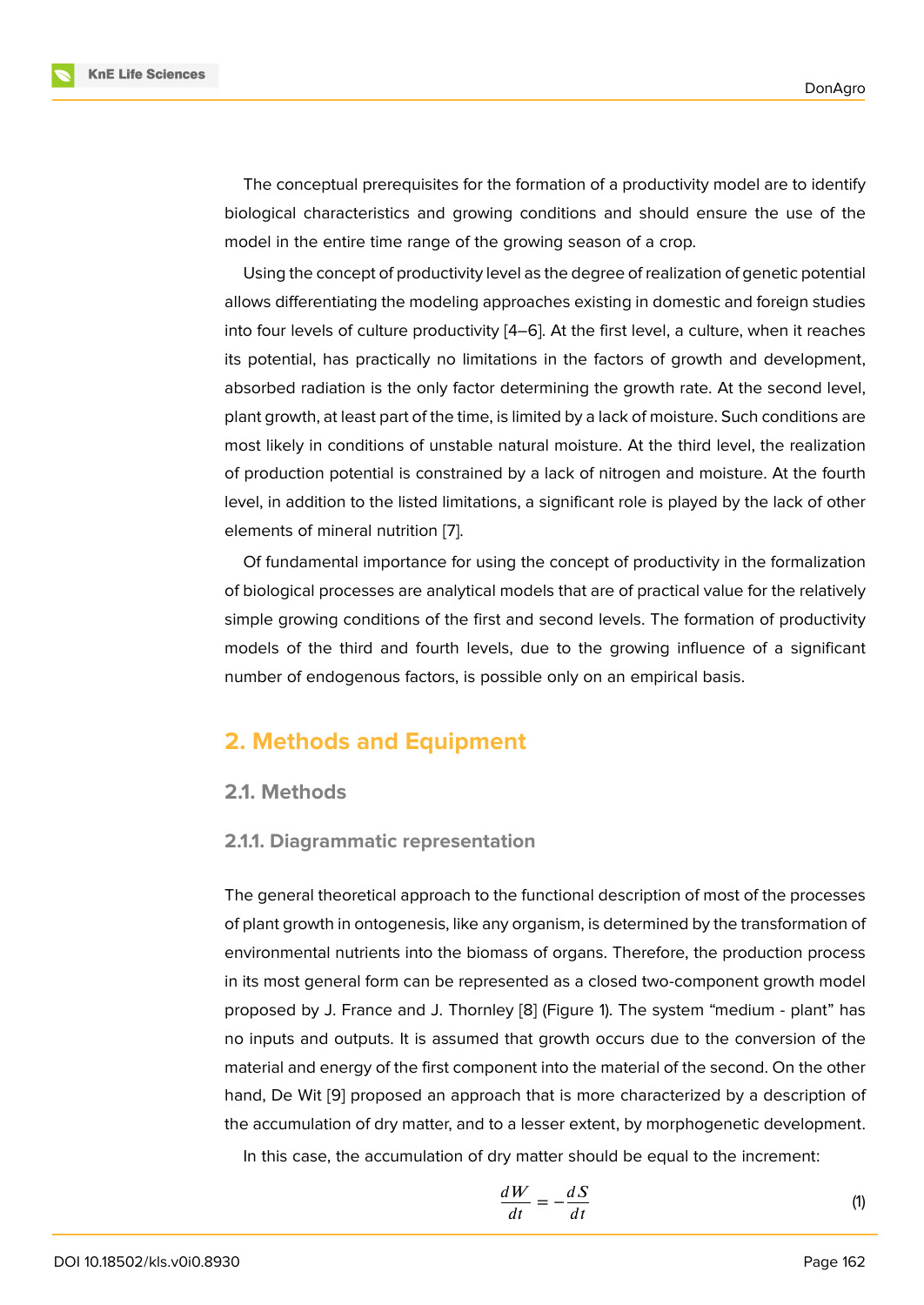The conceptual prerequisites for the formation of a productivity model are to identify biological characteristics and growing conditions and should ensure the use of the model in the entire time range of the growing season of a crop.

Using the concept of productivity level as the degree of realization of genetic potential allows differentiating the modeling approaches existing in domestic and foreign studies into four levels of culture productivity [4–6]. At the first level, a culture, when it reaches its potential, has practically no limitations in the factors of growth and development, absorbed radiation is the only factor determining the growth rate. At the second level, plant growth, at least part of the time, is limited by a lack of moisture. Such conditions are most likely in conditions of unstable natural moisture. At the third level, the realization of production potential is constrained by a lack of nitrogen and moisture. At the fourth level, in addition to the listed limitations, a significant role is played by the lack of other elements of mineral nutrition [7].

Of fundamental importance for using the concept of productivity in the formalization of biological processes are analytical models that are of practical value for the relatively simple growing conditions of the first and second levels. The formation of productivity models of the third and fourth levels, due to the growing influence of a significant number of endogenous factors, is possible only on an empirical basis.

## 2. Methods and Equipment

### 2.1. Methods

#### 2.1.1. Diagrammatic representation

The general theoretical approach to the functional description of most of the processes of plant growth in ontogenesis, like any organism, is determined by the transformation of environmental nutrients into the biomass of organs. Therefore, the production process in its most general form can be represented as a closed two-component growth model proposed by J. France and J. Thornley [8] (Figure 1). The system "medium - plant" has no inputs and outputs. It is assumed that growth occurs due to the conversion of the material and energy of the first component into the material of the second. On the other hand, De Wit [9] proposed an approach that is more characterized by a description of the accumulation of dry matter, and to a lesser extent, by morphogenetic development.

In this case, the accumulation of dry matter should be equal to the increment:

$$\frac{dW}{dt} = -\frac{dS}{dt} \tag{1}$$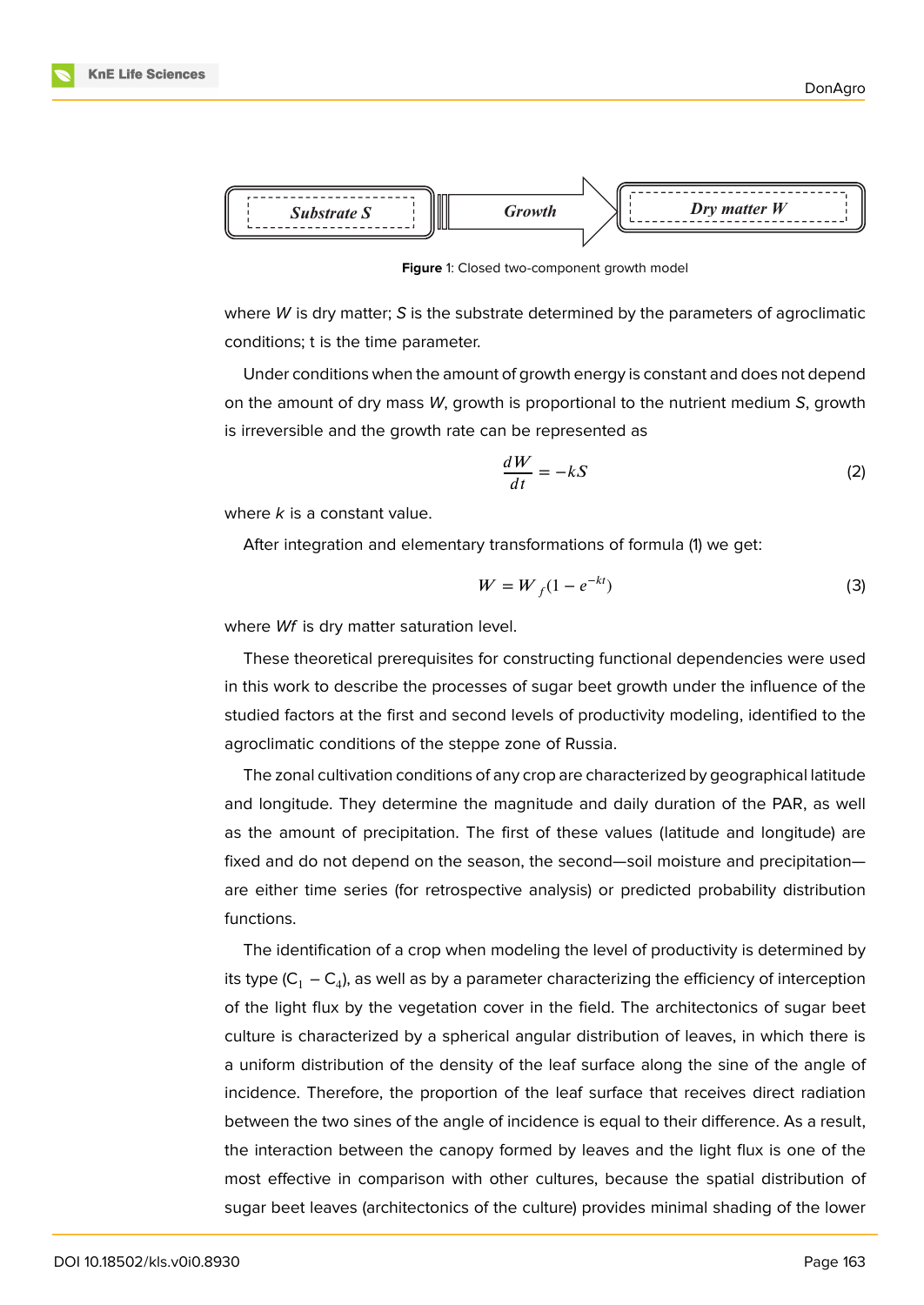Substrate S → Growth → Dry matter W

**Figure** 1: Closed two-component growth model

where *W* is dry matter; *S* is the substrate determined by the parameters of agroclimatic conditions; t is the time parameter.

Under conditions when the amount of growth energy is constant and does not depend on the amount of dry mass *W*, growth is proportional to the nutrient medium *S*, growth is irreversible and the growth rate can be represented as

$$\frac{dW}{dt} = -kS \quad (2)$$

where *k* is a constant value.

After integration and elementary transformations of formula (1) we get:

$$W = W_f(1 - e^{-kt}) \quad (3)$$

where *Wf* is dry matter saturation level.

These theoretical prerequisites for constructing functional dependencies were used in this work to describe the processes of sugar beet growth under the influence of the studied factors at the first and second levels of productivity modeling, identified to the agroclimatic conditions of the steppe zone of Russia.

The zonal cultivation conditions of any crop are characterized by geographical latitude and longitude. They determine the magnitude and daily duration of the PAR, as well as the amount of precipitation. The first of these values (latitude and longitude) are fixed and do not depend on the season, the second—soil moisture and precipitation—are either time series (for retrospective analysis) or predicted probability distribution functions.

The identification of a crop when modeling the level of productivity is determined by its type ($C_1 - C_4$), as well as by a parameter characterizing the efficiency of interception of the light flux by the vegetation cover in the field. The architectonics of sugar beet culture is characterized by a spherical angular distribution of leaves, in which there is a uniform distribution of the density of the leaf surface along the sine of the angle of incidence. Therefore, the proportion of the leaf surface that receives direct radiation between the two sines of the angle of incidence is equal to their difference. As a result, the interaction between the canopy formed by leaves and the light flux is one of the most effective in comparison with other cultures, because the spatial distribution of sugar beet leaves (architectonics of the culture) provides minimal shading of the lower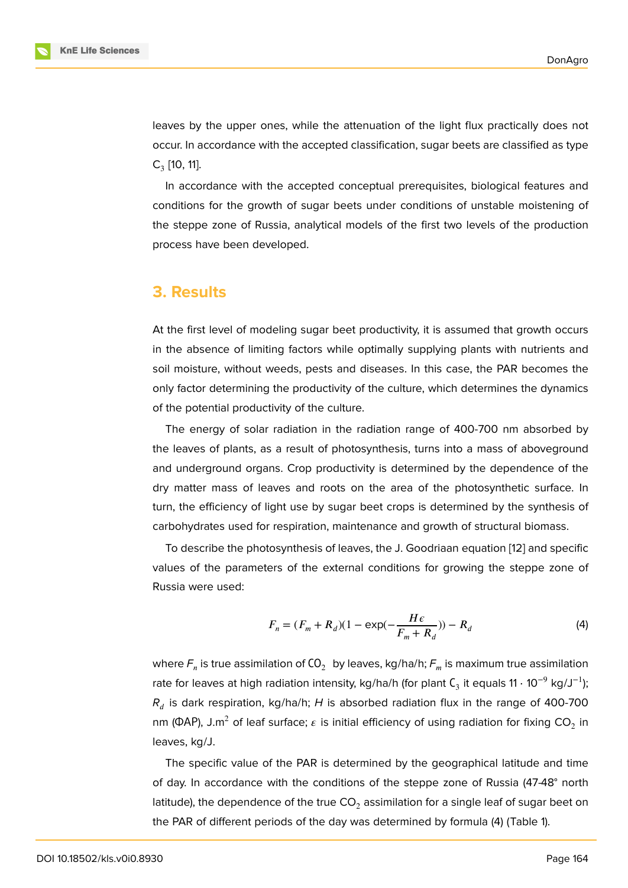leaves by the upper ones, while the attenuation of the light flux practically does not occur. In accordance with the accepted classification, sugar beets are classified as type $C_3$ [10, 11].

In accordance with the accepted conceptual prerequisites, biological features and conditions for the growth of sugar beets under conditions of unstable moistening of the steppe zone of Russia, analytical models of the first two levels of the production process have been developed.

## 3. Results

At the first level of modeling sugar beet productivity, it is assumed that growth occurs in the absence of limiting factors while optimally supplying plants with nutrients and soil moisture, without weeds, pests and diseases. In this case, the PAR becomes the only factor determining the productivity of the culture, which determines the dynamics of the potential productivity of the culture.

The energy of solar radiation in the radiation range of 400-700 nm absorbed by the leaves of plants, as a result of photosynthesis, turns into a mass of aboveground and underground organs. Crop productivity is determined by the dependence of the dry matter mass of leaves and roots on the area of the photosynthetic surface. In turn, the efficiency of light use by sugar beet crops is determined by the synthesis of carbohydrates used for respiration, maintenance and growth of structural biomass.

To describe the photosynthesis of leaves, the J. Goodriaan equation [12] and specific values of the parameters of the external conditions for growing the steppe zone of Russia were used:

$$F_n = (F_m + R_d)(1 - \exp(-\frac{H\epsilon}{F_m + R_d})) - R_d \tag{4}$$

where $F_n$ is true assimilation of $CO_2$ by leaves, kg/ha/h; $F_m$ is maximum true assimilation rate for leaves at high radiation intensity, kg/ha/h (for plant $C_3$ it equals $11 \cdot 10^{-9}$ kg/J$^{-1}$); $R_d$ is dark respiration, kg/ha/h; $H$ is absorbed radiation flux in the range of 400-700 nm (ΦAP), J.m$^2$ of leaf surface; $\epsilon$ is initial efficiency of using radiation for fixing $CO_2$ in leaves, kg/J.

The specific value of the PAR is determined by the geographical latitude and time of day. In accordance with the conditions of the steppe zone of Russia (47-48° north latitude), the dependence of the true $CO_2$ assimilation for a single leaf of sugar beet on the PAR of different periods of the day was determined by formula (4) (Table 1).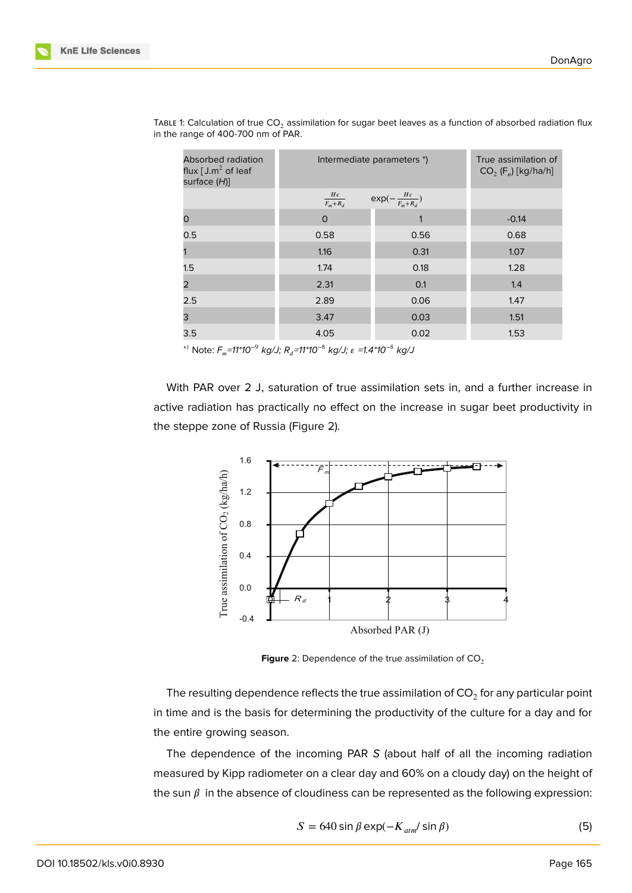Table 1: Calculation of true $CO_2$ assimilation for sugar beet leaves as a function of absorbed radiation flux in the range of 400-700 nm of PAR.

| Absorbed radiation flux [$J.m^2$ of leaf surface ($H$)] | Intermediate parameters *) | | True assimilation of $CO_2$ ($F_n$) [kg/ha/h] |
|---|---|---|---|
| | $\frac{H\epsilon}{F_m+R_d}$ | $\exp(-\frac{H\epsilon}{F_m+R_d})$ | |
| 0 | 0 | 1 | -0.14 |
| 0.5 | 0.58 | 0.56 | 0.68 |
| 1 | 1.16 | 0.31 | 1.07 |
| 1.5 | 1.74 | 0.18 | 1.28 |
| 2 | 2.31 | 0.1 | 1.4 |
| 2.5 | 2.89 | 0.06 | 1.47 |
| 3 | 3.47 | 0.03 | 1.51 |
| 3.5 | 4.05 | 0.02 | 1.53 |

*) Note: $F_m$=11*10$^{-9}$ kg/J; $R_d$=11*10$^{-8}$ kg/J; $\varepsilon$ =1.4*10$^{-8}$ kg/J

With PAR over 2 J, saturation of true assimilation sets in, and a further increase in active radiation has practically no effect on the increase in sugar beet productivity in the steppe zone of Russia (Figure 2).

**Figure** 2: Dependence of the true assimilation of $CO_2$

The resulting dependence reflects the true assimilation of $CO_2$ for any particular point in time and is the basis for determining the productivity of the culture for a day and for the entire growing season.

The dependence of the incoming PAR $S$ (about half of all the incoming radiation measured by Kipp radiometer on a clear day and 60% on a cloudy day) on the height of the sun $\beta$ in the absence of cloudiness can be represented as the following expression:

$$S = 640 \sin \beta \exp(-K_{atm}/ \sin \beta) \quad (5)$$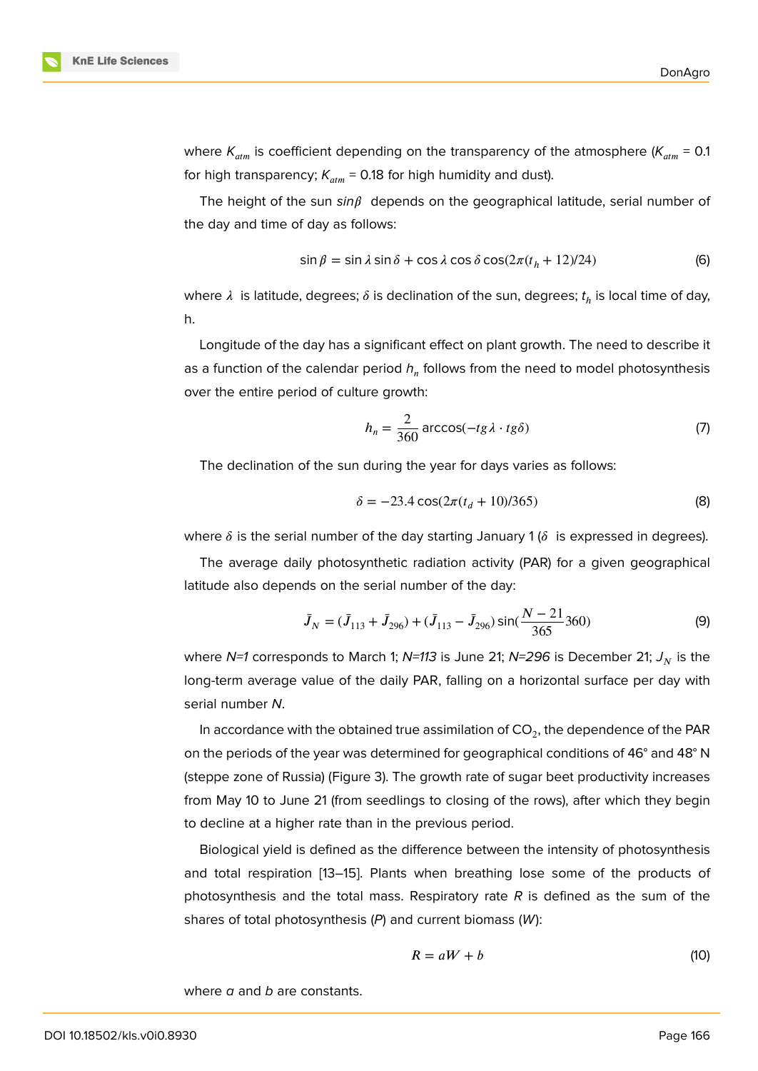where $K_{atm}$ is coefficient depending on the transparency of the atmosphere ($K_{atm}$ = 0.1 for high transparency; $K_{atm}$ = 0.18 for high humidity and dust).

The height of the sun $sin\beta$ depends on the geographical latitude, serial number of the day and time of day as follows:

$$\sin\beta = \sin\lambda\sin\delta + \cos\lambda\cos\delta\cos(2\pi(t_h + 12)/24) \tag{6}$$

where $\lambda$ is latitude, degrees; $\delta$ is declination of the sun, degrees; $t_h$ is local time of day, h.

Longitude of the day has a significant effect on plant growth. The need to describe it as a function of the calendar period $h_n$ follows from the need to model photosynthesis over the entire period of culture growth:

$$h_n = \frac{2}{360}\arccos(-tg\lambda \cdot tg\delta) \tag{7}$$

The declination of the sun during the year for days varies as follows:

$$\delta = -23.4\cos(2\pi(t_d + 10)/365) \tag{8}$$

where $\delta$ is the serial number of the day starting January 1 ($\delta$ is expressed in degrees).

The average daily photosynthetic radiation activity (PAR) for a given geographical latitude also depends on the serial number of the day:

$$\bar{J}_N = (\bar{J}_{113} + \bar{J}_{296}) + (\bar{J}_{113} - \bar{J}_{296})\sin(\frac{N - 21}{365}360) \tag{9}$$

where *N=1* corresponds to March 1; *N=113* is June 21; *N=296* is December 21; $J_N$ is the long-term average value of the daily PAR, falling on a horizontal surface per day with serial number *N*.

In accordance with the obtained true assimilation of $CO_2$, the dependence of the PAR on the periods of the year was determined for geographical conditions of 46° and 48° N (steppe zone of Russia) (Figure 3). The growth rate of sugar beet productivity increases from May 10 to June 21 (from seedlings to closing of the rows), after which they begin to decline at a higher rate than in the previous period.

Biological yield is defined as the difference between the intensity of photosynthesis and total respiration [13–15]. Plants when breathing lose some of the products of photosynthesis and the total mass. Respiratory rate *R* is defined as the sum of the shares of total photosynthesis (*P*) and current biomass (*W*):

$$R = aW + b \tag{10}$$

where *a* and *b* are constants.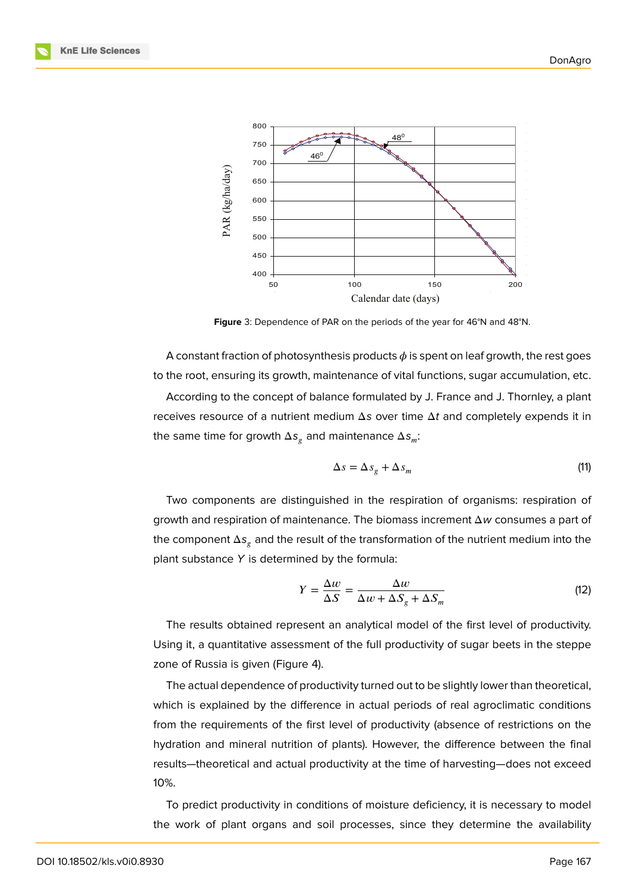**Figure** 3: Dependence of PAR on the periods of the year for 46°N and 48°N.

A constant fraction of photosynthesis products $\phi$ is spent on leaf growth, the rest goes to the root, ensuring its growth, maintenance of vital functions, sugar accumulation, etc.

According to the concept of balance formulated by J. France and J. Thornley, a plant receives resource of a nutrient medium $\Delta s$ over time $\Delta t$ and completely expends it in the same time for growth $\Delta s_g$ and maintenance $\Delta s_m$:

$$\Delta s = \Delta s_g + \Delta s_m \tag{11}$$

Two components are distinguished in the respiration of organisms: respiration of growth and respiration of maintenance. The biomass increment $\Delta w$ consumes a part of the component $\Delta s_g$ and the result of the transformation of the nutrient medium into the plant substance $Y$ is determined by the formula:

$$Y = \frac{\Delta w}{\Delta S} = \frac{\Delta w}{\Delta w + \Delta S_g + \Delta S_m} \tag{12}$$

The results obtained represent an analytical model of the first level of productivity. Using it, a quantitative assessment of the full productivity of sugar beets in the steppe zone of Russia is given (Figure 4).

The actual dependence of productivity turned out to be slightly lower than theoretical, which is explained by the difference in actual periods of real agroclimatic conditions from the requirements of the first level of productivity (absence of restrictions on the hydration and mineral nutrition of plants). However, the difference between the final results—theoretical and actual productivity at the time of harvesting—does not exceed 10%.

To predict productivity in conditions of moisture deficiency, it is necessary to model the work of plant organs and soil processes, since they determine the availability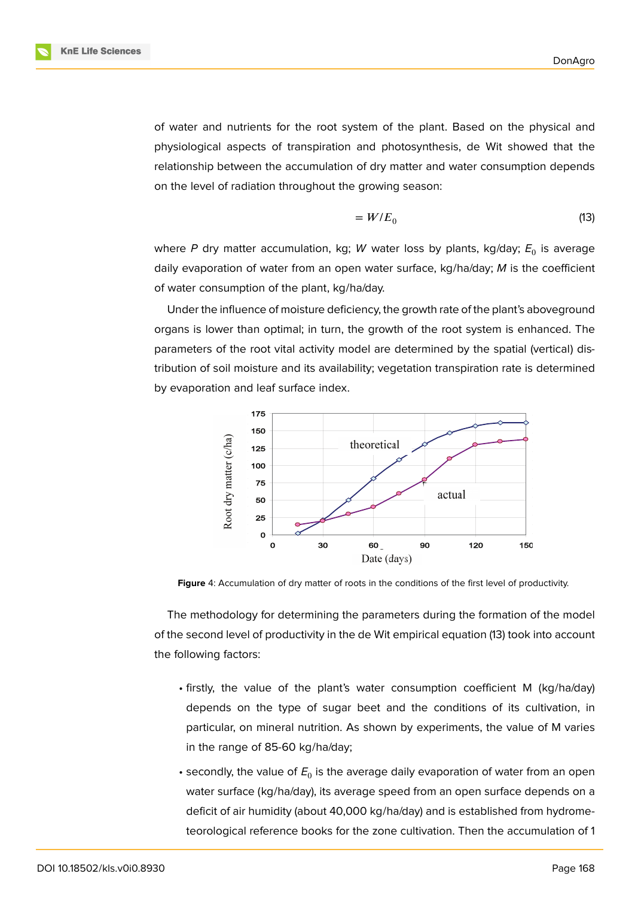of water and nutrients for the root system of the plant. Based on the physical and physiological aspects of transpiration and photosynthesis, de Wit showed that the relationship between the accumulation of dry matter and water consumption depends on the level of radiation throughout the growing season:

$$= W / E_0 \tag{13}$$

where $P$ dry matter accumulation, kg; $W$ water loss by plants, kg/day; $E_0$ is average daily evaporation of water from an open water surface, kg/ha/day; $M$ is the coefficient of water consumption of the plant, kg/ha/day.

Under the influence of moisture deficiency, the growth rate of the plant's aboveground organs is lower than optimal; in turn, the growth of the root system is enhanced. The parameters of the root vital activity model are determined by the spatial (vertical) distribution of soil moisture and its availability; vegetation transpiration rate is determined by evaporation and leaf surface index.

**Figure** 4: Accumulation of dry matter of roots in the conditions of the first level of productivity.

The methodology for determining the parameters during the formation of the model of the second level of productivity in the de Wit empirical equation (13) took into account the following factors:

- firstly, the value of the plant's water consumption coefficient M (kg/ha/day) depends on the type of sugar beet and the conditions of its cultivation, in particular, on mineral nutrition. As shown by experiments, the value of M varies in the range of 85-60 kg/ha/day;
- secondly, the value of $E_0$ is the average daily evaporation of water from an open water surface (kg/ha/day), its average speed from an open surface depends on a deficit of air humidity (about 40,000 kg/ha/day) and is established from hydrometeorological reference books for the zone cultivation. Then the accumulation of 1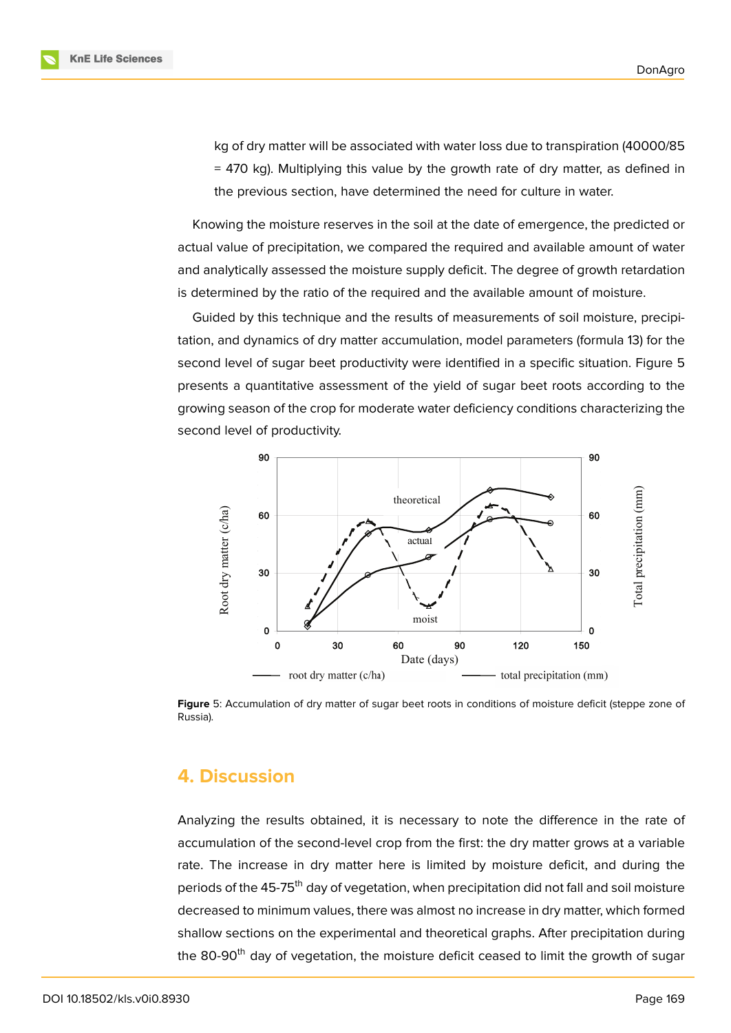kg of dry matter will be associated with water loss due to transpiration (40000/85 = 470 kg). Multiplying this value by the growth rate of dry matter, as defined in the previous section, have determined the need for culture in water.

Knowing the moisture reserves in the soil at the date of emergence, the predicted or actual value of precipitation, we compared the required and available amount of water and analytically assessed the moisture supply deficit. The degree of growth retardation is determined by the ratio of the required and the available amount of moisture.

Guided by this technique and the results of measurements of soil moisture, precipitation, and dynamics of dry matter accumulation, model parameters (formula 13) for the second level of sugar beet productivity were identified in a specific situation. Figure 5 presents a quantitative assessment of the yield of sugar beet roots according to the growing season of the crop for moderate water deficiency conditions characterizing the second level of productivity.

**Figure** 5: Accumulation of dry matter of sugar beet roots in conditions of moisture deficit (steppe zone of Russia).

## 4. Discussion

Analyzing the results obtained, it is necessary to note the difference in the rate of accumulation of the second-level crop from the first: the dry matter grows at a variable rate. The increase in dry matter here is limited by moisture deficit, and during the periods of the 45-75th day of vegetation, when precipitation did not fall and soil moisture decreased to minimum values, there was almost no increase in dry matter, which formed shallow sections on the experimental and theoretical graphs. After precipitation during the 80-90th day of vegetation, the moisture deficit ceased to limit the growth of sugar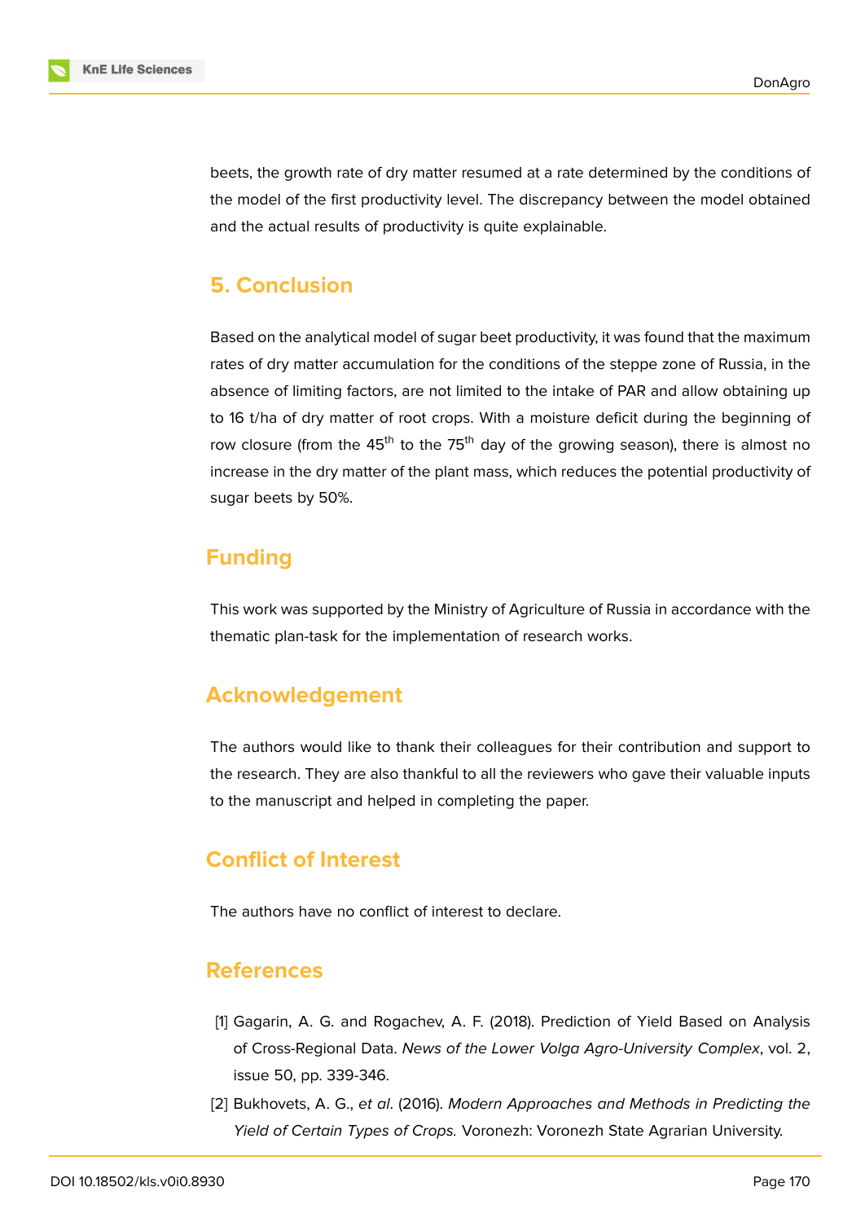beets, the growth rate of dry matter resumed at a rate determined by the conditions of the model of the first productivity level. The discrepancy between the model obtained and the actual results of productivity is quite explainable.

## 5. Conclusion

Based on the analytical model of sugar beet productivity, it was found that the maximum rates of dry matter accumulation for the conditions of the steppe zone of Russia, in the absence of limiting factors, are not limited to the intake of PAR and allow obtaining up to 16 t/ha of dry matter of root crops. With a moisture deficit during the beginning of row closure (from the 45$^{th}$ to the 75$^{th}$ day of the growing season), there is almost no increase in the dry matter of the plant mass, which reduces the potential productivity of sugar beets by 50%.

## Funding

This work was supported by the Ministry of Agriculture of Russia in accordance with the thematic plan-task for the implementation of research works.

## Acknowledgement

The authors would like to thank their colleagues for their contribution and support to the research. They are also thankful to all the reviewers who gave their valuable inputs to the manuscript and helped in completing the paper.

## Conflict of Interest

The authors have no conflict of interest to declare.

## References

[1] Gagarin, A. G. and Rogachev, A. F. (2018). Prediction of Yield Based on Analysis of Cross-Regional Data. *News of the Lower Volga Agro-University Complex*, vol. 2, issue 50, pp. 339-346.

[2] Bukhovets, A. G., *et al*. (2016). *Modern Approaches and Methods in Predicting the Yield of Certain Types of Crops.* Voronezh: Voronezh State Agrarian University.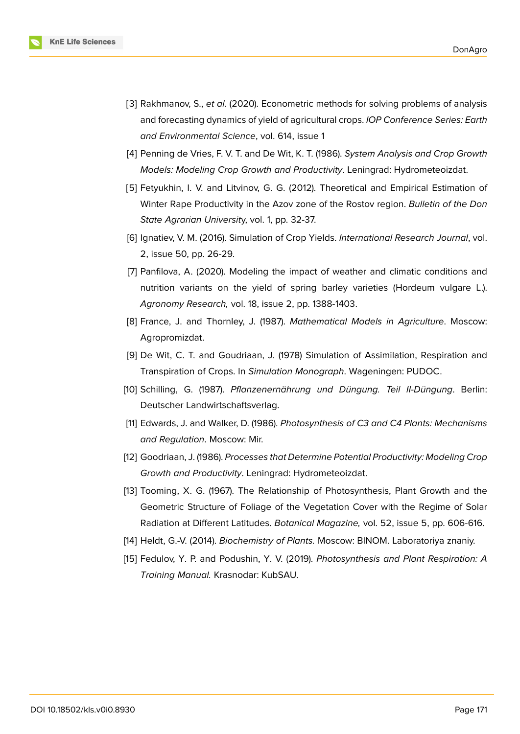[3] Rakhmanov, S., *et al*. (2020). Econometric methods for solving problems of analysis and forecasting dynamics of yield of agricultural crops. *IOP Conference Series: Earth and Environmental Science*, vol. 614, issue 1

[4] Penning de Vries, F. V. T. and De Wit, K. T. (1986). *System Analysis and Crop Growth Models: Modeling Crop Growth and Productivity*. Leningrad: Hydrometeoizdat.

[5] Fetyukhin, I. V. and Litvinov, G. G. (2012). Theoretical and Empirical Estimation of Winter Rape Productivity in the Azov zone of the Rostov region. *Bulletin of the Don State Agrarian University*, vol. 1, pp. 32-37.

[6] Ignatiev, V. M. (2016). Simulation of Crop Yields. *International Research Journal*, vol. 2, issue 50, pp. 26-29.

[7] Panfilova, A. (2020). Modeling the impact of weather and climatic conditions and nutrition variants on the yield of spring barley varieties (Hordeum vulgare L.). *Agronomy Research,* vol. 18, issue 2, pp. 1388-1403.

[8] France, J. and Thornley, J. (1987). *Mathematical Models in Agriculture*. Moscow: Agropromizdat.

[9] De Wit, C. T. and Goudriaan, J. (1978) Simulation of Assimilation, Respiration and Transpiration of Crops. In *Simulation Monograph*. Wageningen: PUDOC.

[10] Schilling, G. (1987). *Pflanzenernährung und Düngung. Teil II-Düngung*. Berlin: Deutscher Landwirtschaftsverlag.

[11] Edwards, J. and Walker, D. (1986). *Photosynthesis of C3 and C4 Plants: Mechanisms and Regulation*. Moscow: Mir.

[12] Goodriaan, J. (1986). *Processes that Determine Potential Productivity: Modeling Crop Growth and Productivity*. Leningrad: Hydrometeoizdat.

[13] Tooming, X. G. (1967). The Relationship of Photosynthesis, Plant Growth and the Geometric Structure of Foliage of the Vegetation Cover with the Regime of Solar Radiation at Different Latitudes. *Botanical Magazine,* vol. 52, issue 5, pp. 606-616.

[14] Heldt, G.-V. (2014). *Biochemistry of Plants.* Moscow: BINOM. Laboratoriya znaniy.

[15] Fedulov, Y. P. and Podushin, Y. V. (2019). *Photosynthesis and Plant Respiration: A Training Manual.* Krasnodar: KubSAU.